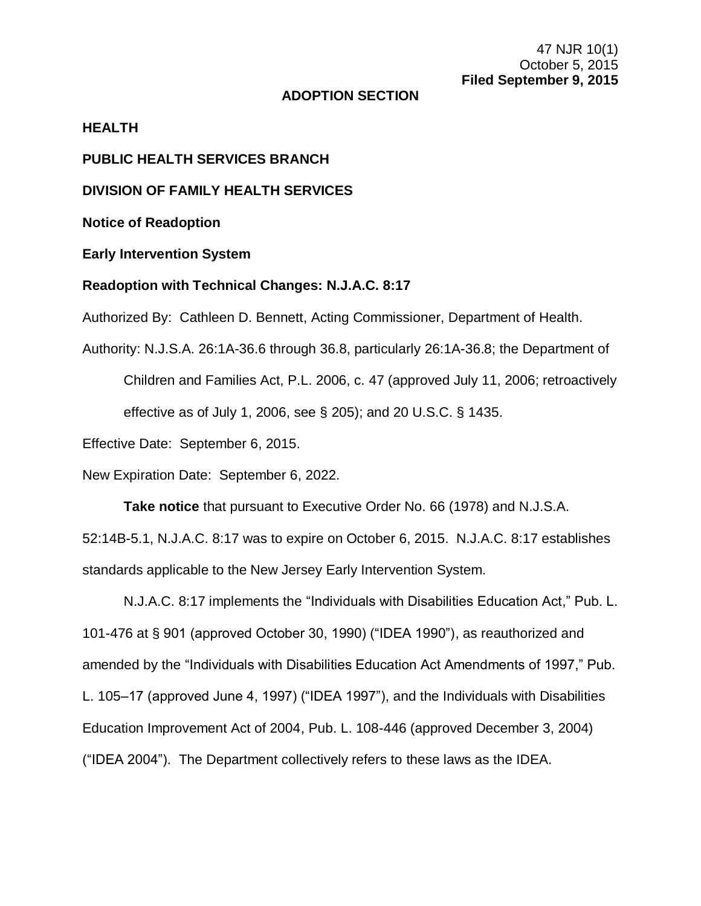47 NJR 10(1)
October 5, 2015
**Filed September 9, 2015**

**ADOPTION SECTION**

**HEALTH**

**PUBLIC HEALTH SERVICES BRANCH**

**DIVISION OF FAMILY HEALTH SERVICES**

**Notice of Readoption**

**Early Intervention System**

**Readoption with Technical Changes: N.J.A.C. 8:17**

Authorized By: Cathleen D. Bennett, Acting Commissioner, Department of Health.

Authority: N.J.S.A. 26:1A-36.6 through 36.8, particularly 26:1A-36.8; the Department of Children and Families Act, P.L. 2006, c. 47 (approved July 11, 2006; retroactively effective as of July 1, 2006, see § 205); and 20 U.S.C. § 1435.

Effective Date: September 6, 2015.

New Expiration Date: September 6, 2022.

**Take notice** that pursuant to Executive Order No. 66 (1978) and N.J.S.A. 52:14B-5.1, N.J.A.C. 8:17 was to expire on October 6, 2015. N.J.A.C. 8:17 establishes standards applicable to the New Jersey Early Intervention System.

N.J.A.C. 8:17 implements the "Individuals with Disabilities Education Act," Pub. L. 101-476 at § 901 (approved October 30, 1990) ("IDEA 1990"), as reauthorized and amended by the "Individuals with Disabilities Education Act Amendments of 1997," Pub. L. 105–17 (approved June 4, 1997) ("IDEA 1997"), and the Individuals with Disabilities Education Improvement Act of 2004, Pub. L. 108-446 (approved December 3, 2004) ("IDEA 2004"). The Department collectively refers to these laws as the IDEA.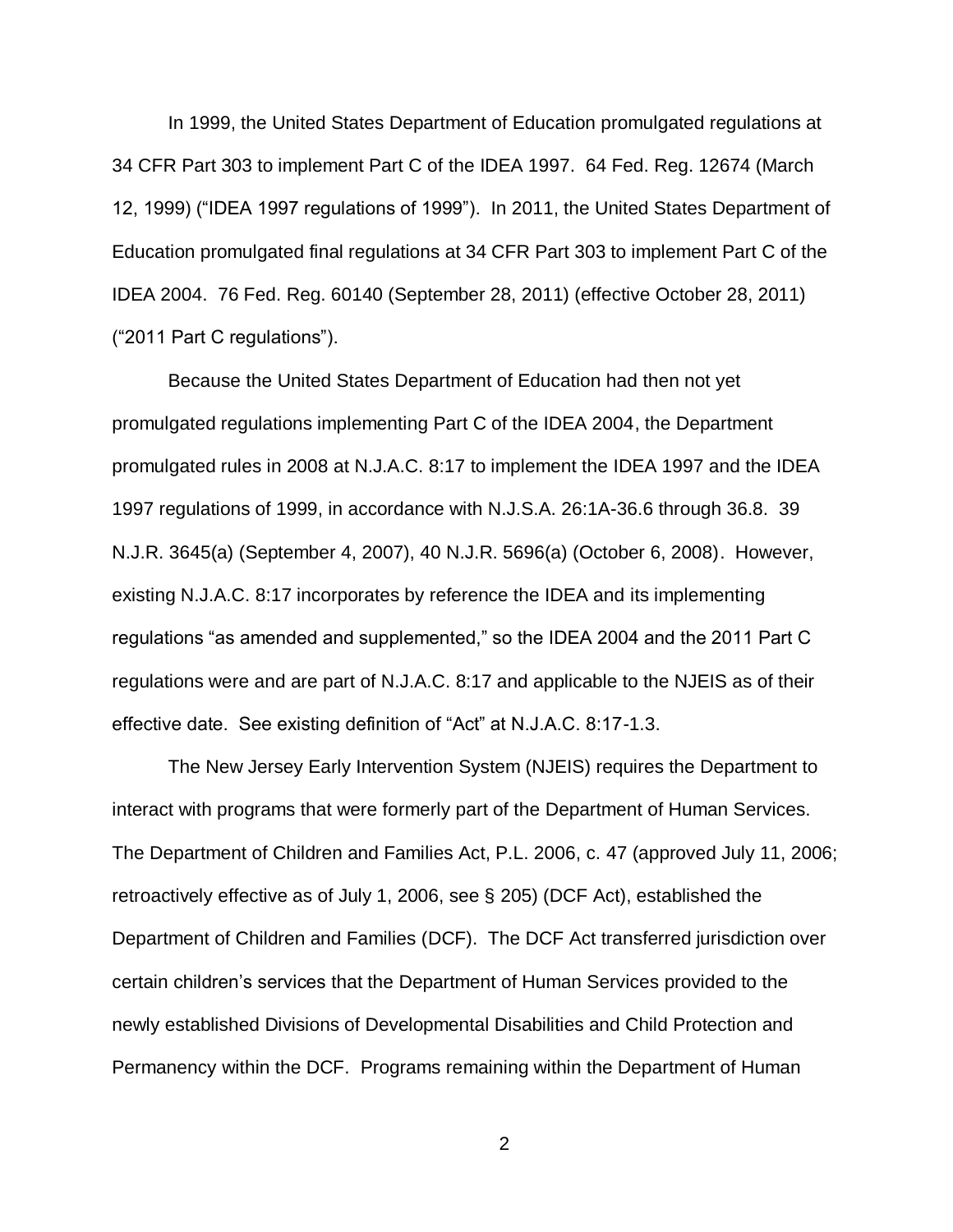In 1999, the United States Department of Education promulgated regulations at 34 CFR Part 303 to implement Part C of the IDEA 1997. 64 Fed. Reg. 12674 (March 12, 1999) ("IDEA 1997 regulations of 1999"). In 2011, the United States Department of Education promulgated final regulations at 34 CFR Part 303 to implement Part C of the IDEA 2004. 76 Fed. Reg. 60140 (September 28, 2011) (effective October 28, 2011) ("2011 Part C regulations").

Because the United States Department of Education had then not yet promulgated regulations implementing Part C of the IDEA 2004, the Department promulgated rules in 2008 at N.J.A.C. 8:17 to implement the IDEA 1997 and the IDEA 1997 regulations of 1999, in accordance with N.J.S.A. 26:1A-36.6 through 36.8. 39 N.J.R. 3645(a) (September 4, 2007), 40 N.J.R. 5696(a) (October 6, 2008). However, existing N.J.A.C. 8:17 incorporates by reference the IDEA and its implementing regulations "as amended and supplemented," so the IDEA 2004 and the 2011 Part C regulations were and are part of N.J.A.C. 8:17 and applicable to the NJEIS as of their effective date. See existing definition of "Act" at N.J.A.C. 8:17-1.3.

The New Jersey Early Intervention System (NJEIS) requires the Department to interact with programs that were formerly part of the Department of Human Services. The Department of Children and Families Act, P.L. 2006, c. 47 (approved July 11, 2006; retroactively effective as of July 1, 2006, see § 205) (DCF Act), established the Department of Children and Families (DCF). The DCF Act transferred jurisdiction over certain children's services that the Department of Human Services provided to the newly established Divisions of Developmental Disabilities and Child Protection and Permanency within the DCF. Programs remaining within the Department of Human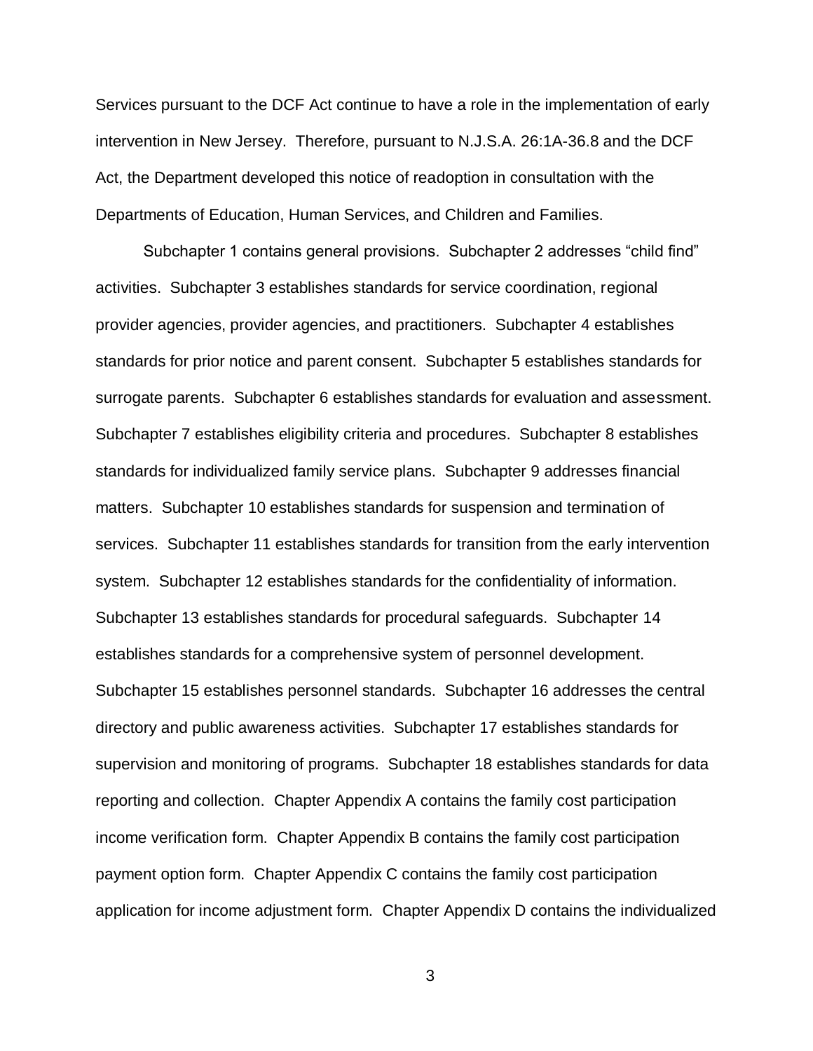Services pursuant to the DCF Act continue to have a role in the implementation of early intervention in New Jersey. Therefore, pursuant to N.J.S.A. 26:1A-36.8 and the DCF Act, the Department developed this notice of readoption in consultation with the Departments of Education, Human Services, and Children and Families.

Subchapter 1 contains general provisions. Subchapter 2 addresses "child find" activities. Subchapter 3 establishes standards for service coordination, regional provider agencies, provider agencies, and practitioners. Subchapter 4 establishes standards for prior notice and parent consent. Subchapter 5 establishes standards for surrogate parents. Subchapter 6 establishes standards for evaluation and assessment. Subchapter 7 establishes eligibility criteria and procedures. Subchapter 8 establishes standards for individualized family service plans. Subchapter 9 addresses financial matters. Subchapter 10 establishes standards for suspension and termination of services. Subchapter 11 establishes standards for transition from the early intervention system. Subchapter 12 establishes standards for the confidentiality of information. Subchapter 13 establishes standards for procedural safeguards. Subchapter 14 establishes standards for a comprehensive system of personnel development. Subchapter 15 establishes personnel standards. Subchapter 16 addresses the central directory and public awareness activities. Subchapter 17 establishes standards for supervision and monitoring of programs. Subchapter 18 establishes standards for data reporting and collection. Chapter Appendix A contains the family cost participation income verification form. Chapter Appendix B contains the family cost participation payment option form. Chapter Appendix C contains the family cost participation application for income adjustment form. Chapter Appendix D contains the individualized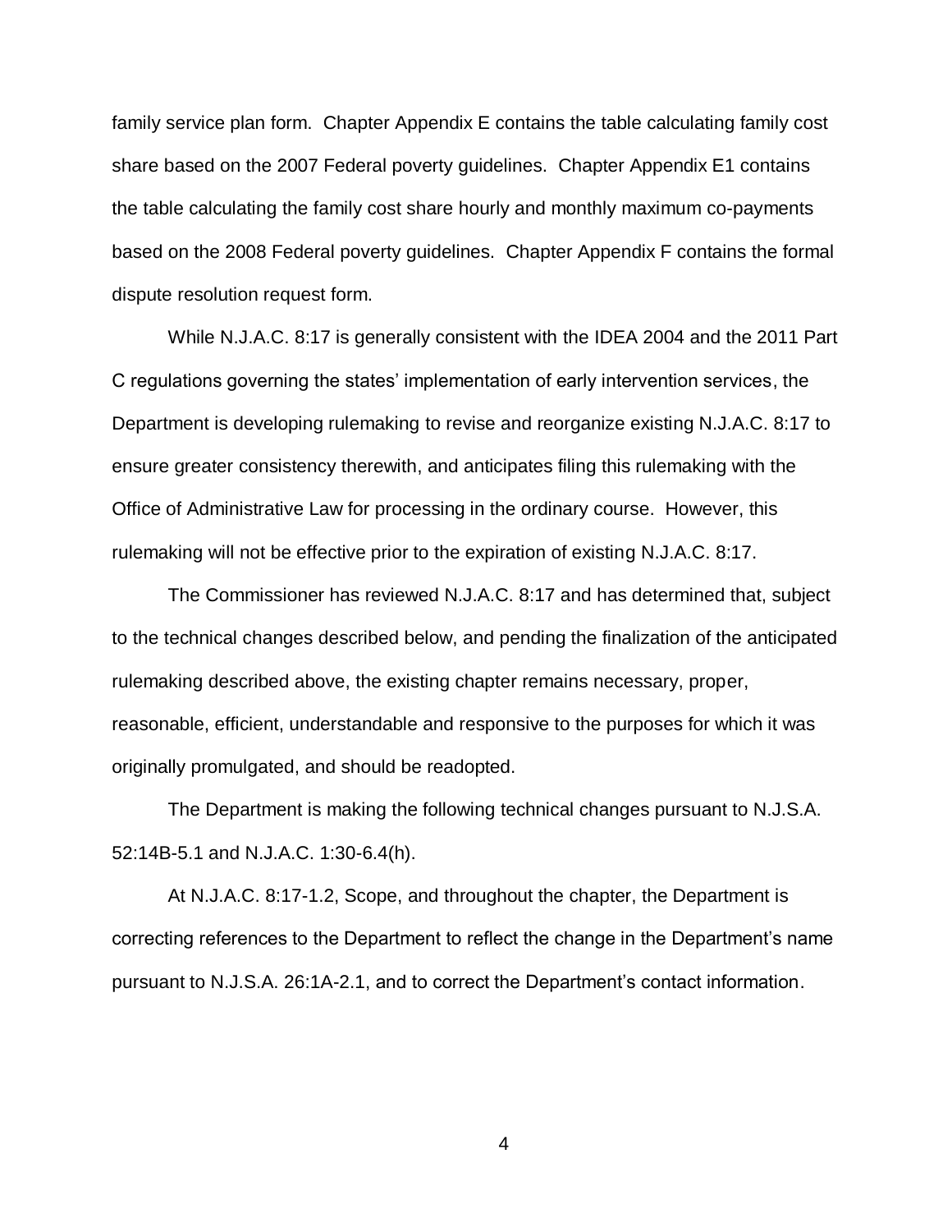family service plan form. Chapter Appendix E contains the table calculating family cost share based on the 2007 Federal poverty guidelines. Chapter Appendix E1 contains the table calculating the family cost share hourly and monthly maximum co-payments based on the 2008 Federal poverty guidelines. Chapter Appendix F contains the formal dispute resolution request form.

While N.J.A.C. 8:17 is generally consistent with the IDEA 2004 and the 2011 Part C regulations governing the states' implementation of early intervention services, the Department is developing rulemaking to revise and reorganize existing N.J.A.C. 8:17 to ensure greater consistency therewith, and anticipates filing this rulemaking with the Office of Administrative Law for processing in the ordinary course. However, this rulemaking will not be effective prior to the expiration of existing N.J.A.C. 8:17.

The Commissioner has reviewed N.J.A.C. 8:17 and has determined that, subject to the technical changes described below, and pending the finalization of the anticipated rulemaking described above, the existing chapter remains necessary, proper, reasonable, efficient, understandable and responsive to the purposes for which it was originally promulgated, and should be readopted.

The Department is making the following technical changes pursuant to N.J.S.A. 52:14B-5.1 and N.J.A.C. 1:30-6.4(h).

At N.J.A.C. 8:17-1.2, Scope, and throughout the chapter, the Department is correcting references to the Department to reflect the change in the Department's name pursuant to N.J.S.A. 26:1A-2.1, and to correct the Department's contact information.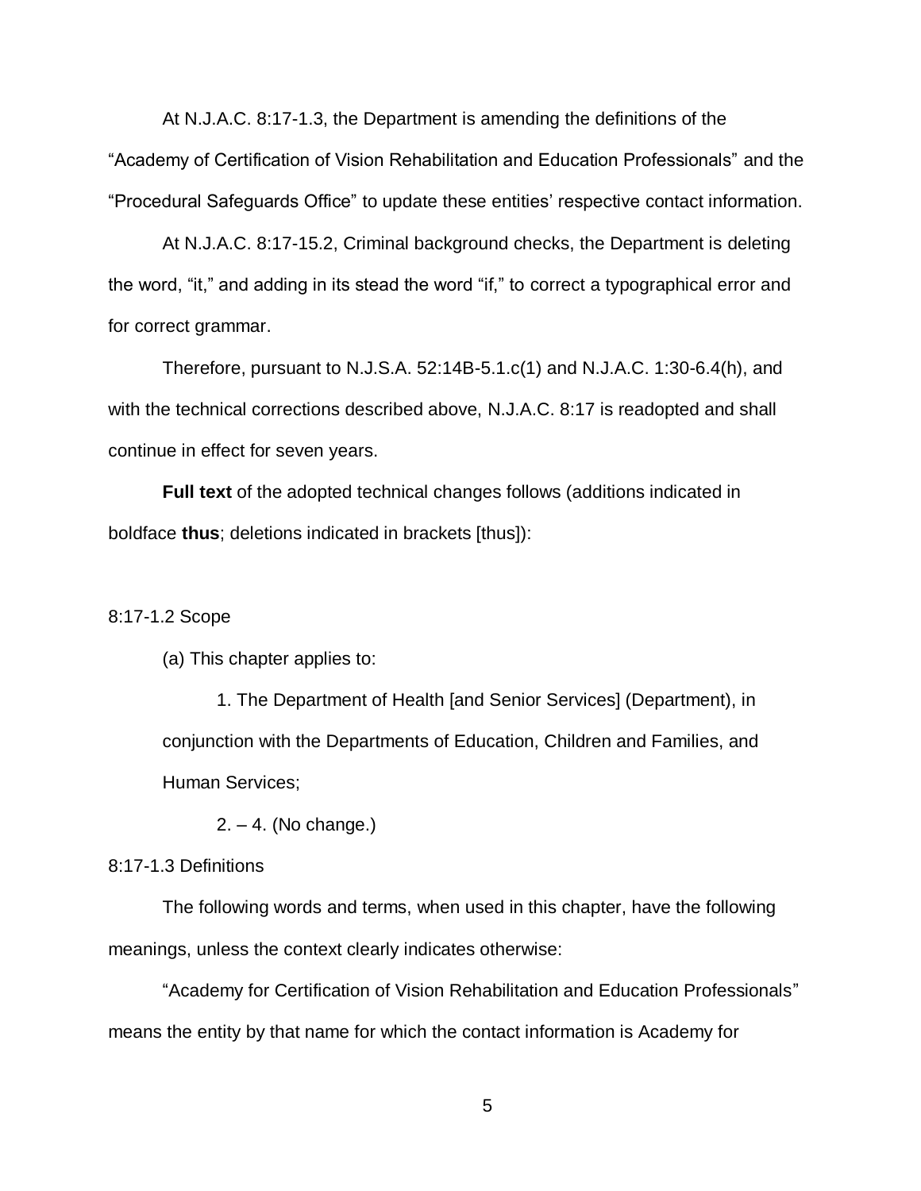At N.J.A.C. 8:17-1.3, the Department is amending the definitions of the "Academy of Certification of Vision Rehabilitation and Education Professionals" and the "Procedural Safeguards Office" to update these entities' respective contact information.

At N.J.A.C. 8:17-15.2, Criminal background checks, the Department is deleting the word, "it," and adding in its stead the word "if," to correct a typographical error and for correct grammar.

Therefore, pursuant to N.J.S.A. 52:14B-5.1.c(1) and N.J.A.C. 1:30-6.4(h), and with the technical corrections described above, N.J.A.C. 8:17 is readopted and shall continue in effect for seven years.

**Full text** of the adopted technical changes follows (additions indicated in boldface **thus**; deletions indicated in brackets [thus]):

8:17-1.2 Scope

(a) This chapter applies to:

1. The Department of Health [and Senior Services] (Department), in conjunction with the Departments of Education, Children and Families, and Human Services;

2. – 4. (No change.)

8:17-1.3 Definitions

The following words and terms, when used in this chapter, have the following meanings, unless the context clearly indicates otherwise:

"Academy for Certification of Vision Rehabilitation and Education Professionals" means the entity by that name for which the contact information is Academy for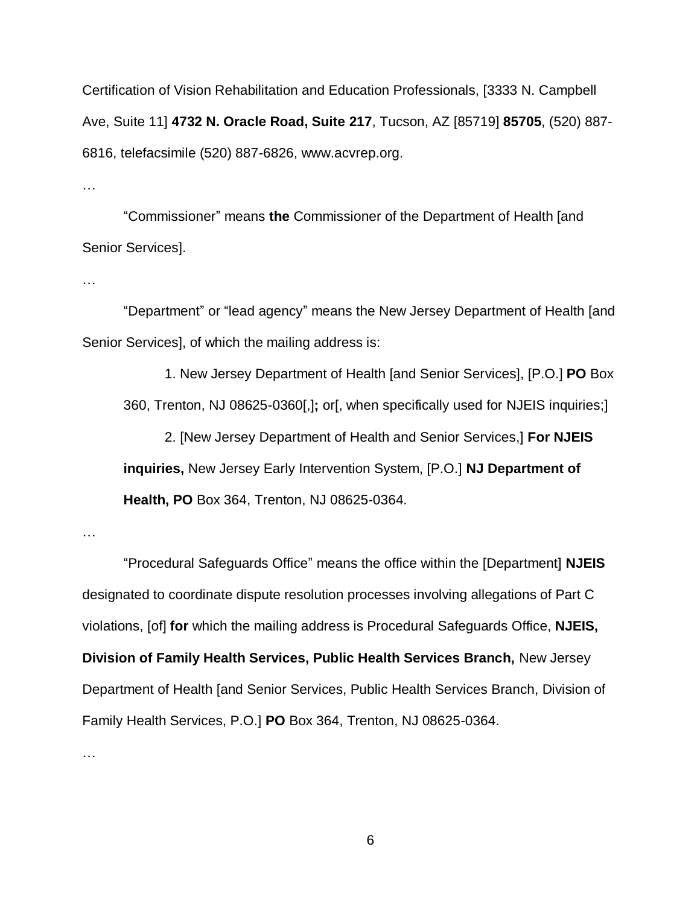Certification of Vision Rehabilitation and Education Professionals, [3333 N. Campbell Ave, Suite 11] **4732 N. Oracle Road, Suite 217**, Tucson, AZ [85719] **85705**, (520) 887-6816, telefacsimile (520) 887-6826, www.acvrep.org.

…

"Commissioner" means **the** Commissioner of the Department of Health [and Senior Services].

…

"Department" or "lead agency" means the New Jersey Department of Health [and Senior Services], of which the mailing address is:

> 1. New Jersey Department of Health [and Senior Services], [P.O.] **PO** Box 360, Trenton, NJ 08625-0360[,]**;** or[, when specifically used for NJEIS inquiries;]
>
> 2. [New Jersey Department of Health and Senior Services,] **For NJEIS inquiries,** New Jersey Early Intervention System, [P.O.] **NJ Department of Health, PO** Box 364, Trenton, NJ 08625-0364.

…

"Procedural Safeguards Office" means the office within the [Department] **NJEIS** designated to coordinate dispute resolution processes involving allegations of Part C violations, [of] **for** which the mailing address is Procedural Safeguards Office, **NJEIS, Division of Family Health Services, Public Health Services Branch,** New Jersey Department of Health [and Senior Services, Public Health Services Branch, Division of Family Health Services, P.O.] **PO** Box 364, Trenton, NJ 08625-0364.

…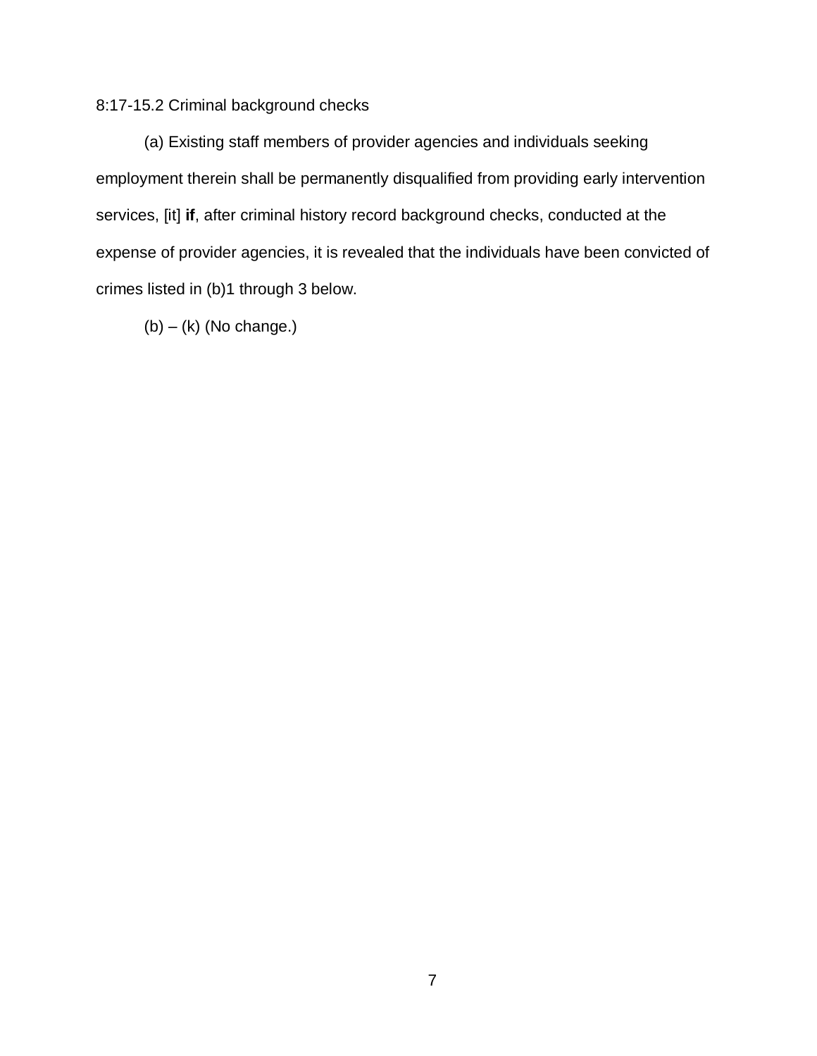8:17-15.2 Criminal background checks

(a) Existing staff members of provider agencies and individuals seeking employment therein shall be permanently disqualified from providing early intervention services, [it] **if**, after criminal history record background checks, conducted at the expense of provider agencies, it is revealed that the individuals have been convicted of crimes listed in (b)1 through 3 below.

(b) – (k) (No change.)